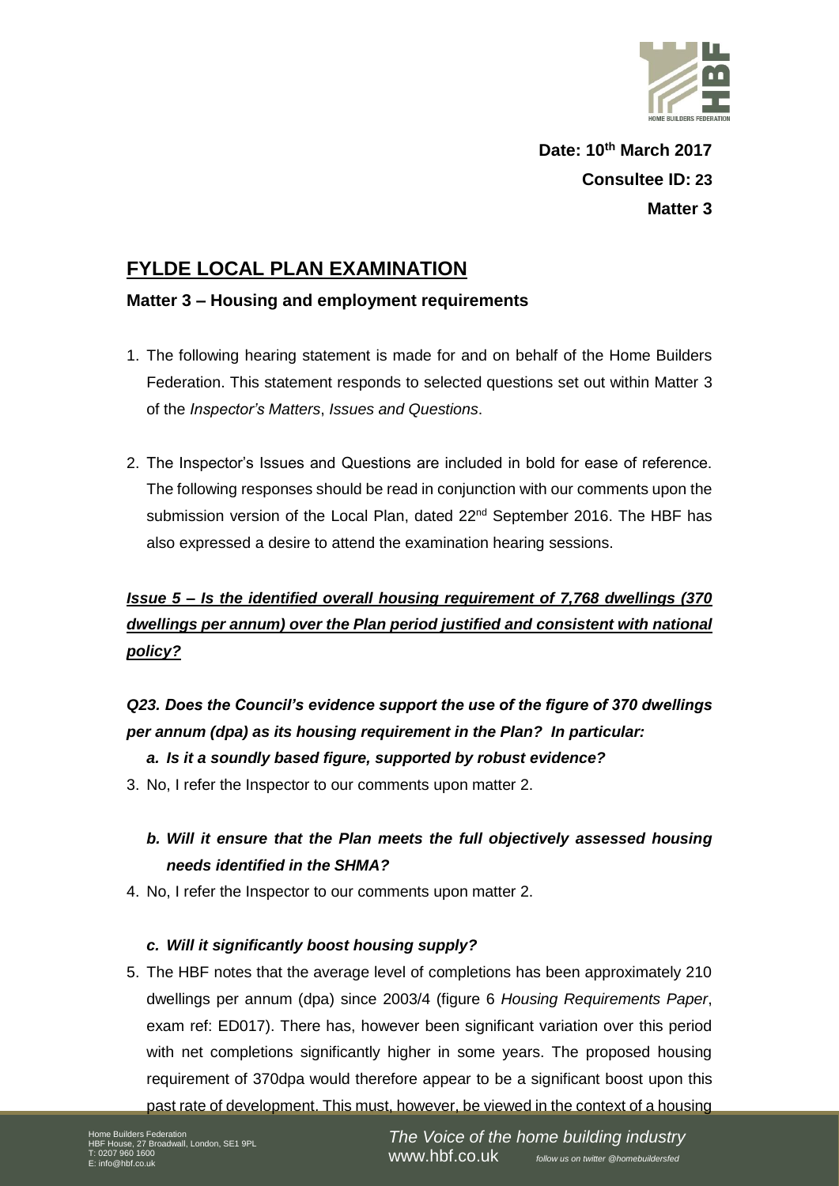**Date: 10th March 2017**

**Consultee ID: 23**

**Matter 3**

# FYLDE LOCAL PLAN EXAMINATION

## Matter 3 – Housing and employment requirements

1. The following hearing statement is made for and on behalf of the Home Builders Federation. This statement responds to selected questions set out within Matter 3 of the *Inspector's Matters*, *Issues and Questions*.

2. The Inspector's Issues and Questions are included in bold for ease of reference. The following responses should be read in conjunction with our comments upon the submission version of the Local Plan, dated 22nd September 2016. The HBF has also expressed a desire to attend the examination hearing sessions.

***Issue 5 – Is the identified overall housing requirement of 7,768 dwellings (370 dwellings per annum) over the Plan period justified and consistent with national policy?***

***Q23. Does the Council's evidence support the use of the figure of 370 dwellings per annum (dpa) as its housing requirement in the Plan? In particular:***

***a. Is it a soundly based figure, supported by robust evidence?***

3. No, I refer the Inspector to our comments upon matter 2.

***b. Will it ensure that the Plan meets the full objectively assessed housing needs identified in the SHMA?***

4. No, I refer the Inspector to our comments upon matter 2.

***c. Will it significantly boost housing supply?***

5. The HBF notes that the average level of completions has been approximately 210 dwellings per annum (dpa) since 2003/4 (figure 6 *Housing Requirements Paper*, exam ref: ED017). There has, however been significant variation over this period with net completions significantly higher in some years. The proposed housing requirement of 370dpa would therefore appear to be a significant boost upon this past rate of development. This must, however, be viewed in the context of a housing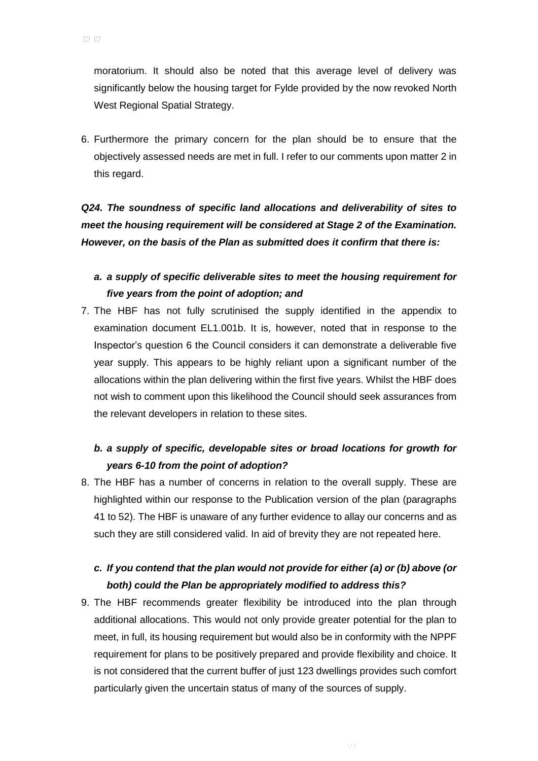moratorium. It should also be noted that this average level of delivery was significantly below the housing target for Fylde provided by the now revoked North West Regional Spatial Strategy.

6. Furthermore the primary concern for the plan should be to ensure that the objectively assessed needs are met in full. I refer to our comments upon matter 2 in this regard.

***Q24. The soundness of specific land allocations and deliverability of sites to meet the housing requirement will be considered at Stage 2 of the Examination. However, on the basis of the Plan as submitted does it confirm that there is:***

***a. a supply of specific deliverable sites to meet the housing requirement for five years from the point of adoption; and***

7. The HBF has not fully scrutinised the supply identified in the appendix to examination document EL1.001b. It is, however, noted that in response to the Inspector's question 6 the Council considers it can demonstrate a deliverable five year supply. This appears to be highly reliant upon a significant number of the allocations within the plan delivering within the first five years. Whilst the HBF does not wish to comment upon this likelihood the Council should seek assurances from the relevant developers in relation to these sites.

***b. a supply of specific, developable sites or broad locations for growth for years 6-10 from the point of adoption?***

8. The HBF has a number of concerns in relation to the overall supply. These are highlighted within our response to the Publication version of the plan (paragraphs 41 to 52). The HBF is unaware of any further evidence to allay our concerns and as such they are still considered valid. In aid of brevity they are not repeated here.

***c. If you contend that the plan would not provide for either (a) or (b) above (or both) could the Plan be appropriately modified to address this?***

9. The HBF recommends greater flexibility be introduced into the plan through additional allocations. This would not only provide greater potential for the plan to meet, in full, its housing requirement but would also be in conformity with the NPPF requirement for plans to be positively prepared and provide flexibility and choice. It is not considered that the current buffer of just 123 dwellings provides such comfort particularly given the uncertain status of many of the sources of supply.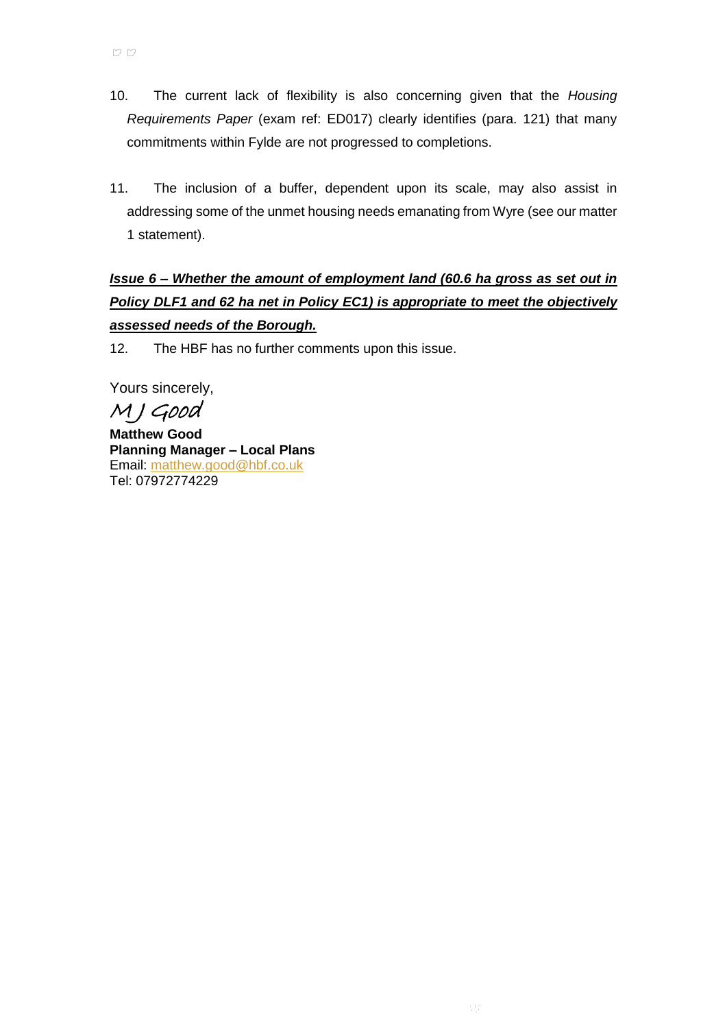10. The current lack of flexibility is also concerning given that the *Housing Requirements Paper* (exam ref: ED017) clearly identifies (para. 121) that many commitments within Fylde are not progressed to completions.

11. The inclusion of a buffer, dependent upon its scale, may also assist in addressing some of the unmet housing needs emanating from Wyre (see our matter 1 statement).

***<u>Issue 6 – Whether the amount of employment land (60.6 ha gross as set out in Policy DLF1 and 62 ha net in Policy EC1) is appropriate to meet the objectively assessed needs of the Borough.</u>***

12. The HBF has no further comments upon this issue.

Yours sincerely,

MJ Good

**Matthew Good**
**Planning Manager – Local Plans**
Email: matthew.good@hbf.co.uk
Tel: 07972774229